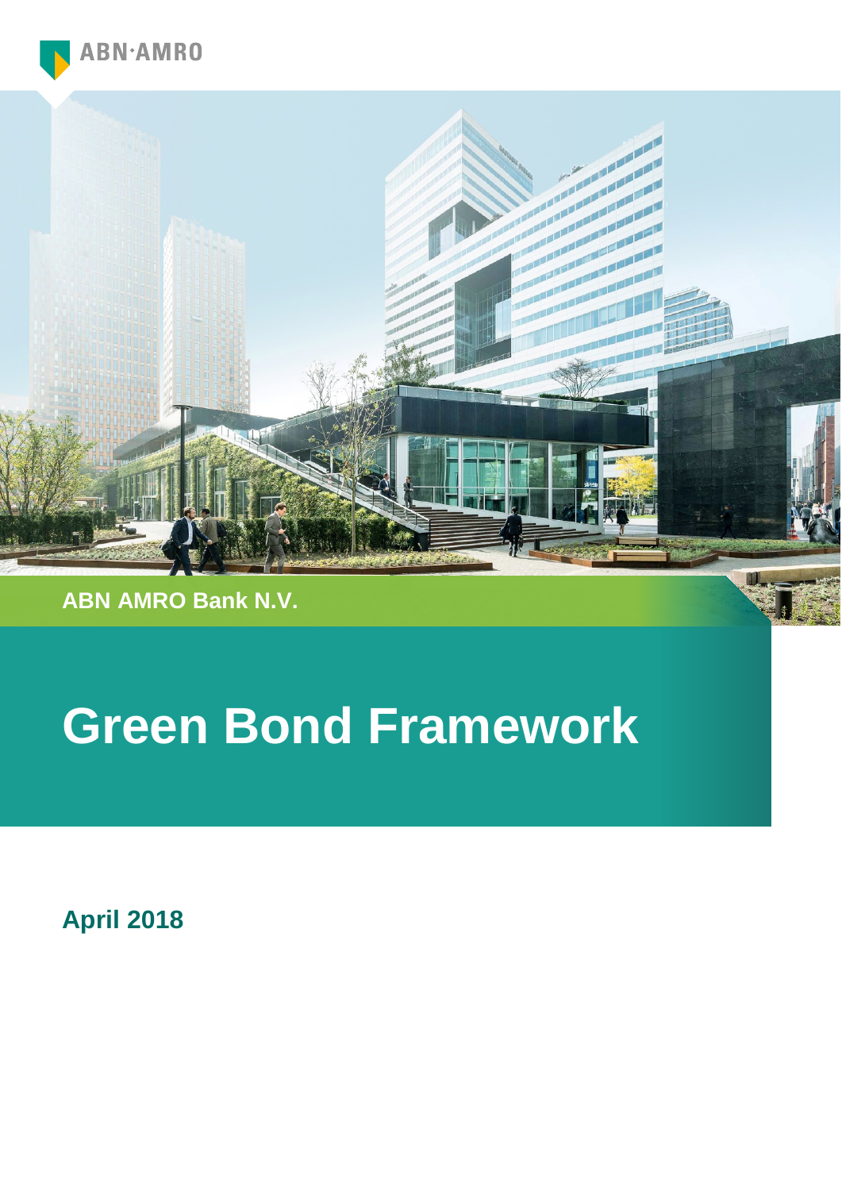ABN·AMRO

**ABN AMRO Bank N.V.**

# Green Bond Framework

**April 2018**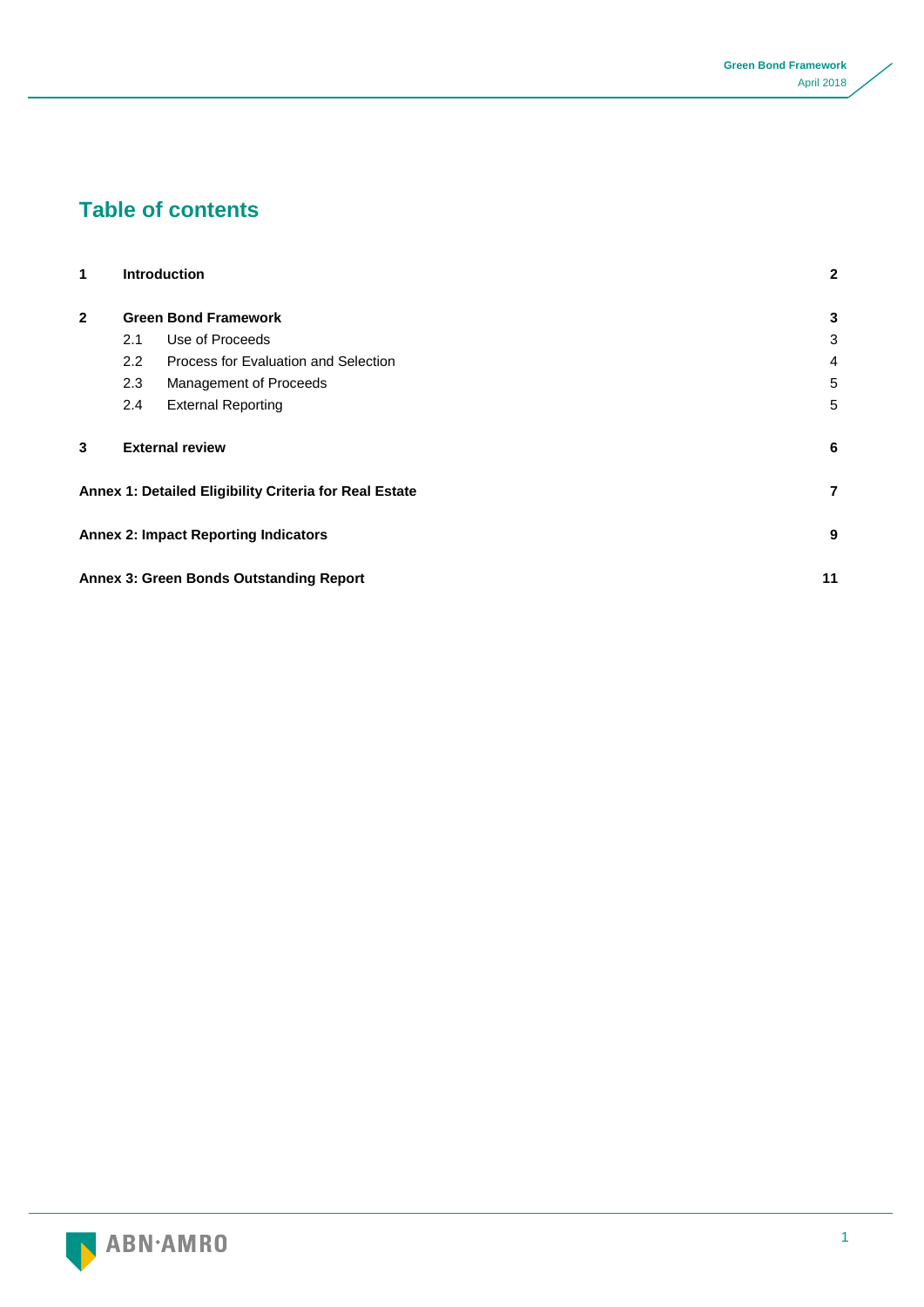## Table of contents

| | | |
|---|---|---|
| **1** | **Introduction** | **2** |
| **2** | **Green Bond Framework** | **3** |
| | 2.1 Use of Proceeds | 3 |
| | 2.2 Process for Evaluation and Selection | 4 |
| | 2.3 Management of Proceeds | 5 |
| | 2.4 External Reporting | 5 |
| **3** | **External review** | **6** |
| **Annex 1: Detailed Eligibility Criteria for Real Estate** | | **7** |
| **Annex 2: Impact Reporting Indicators** | | **9** |
| **Annex 3: Green Bonds Outstanding Report** | | **11** |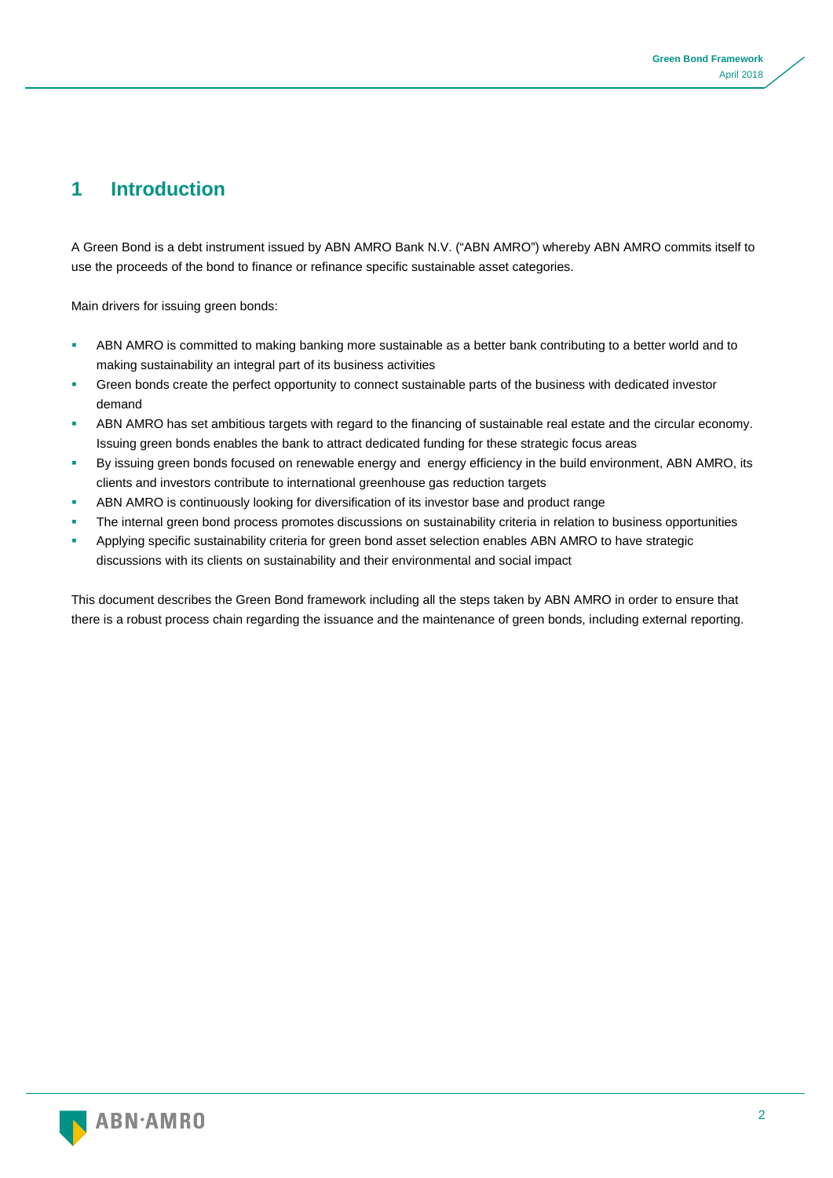# 1 Introduction

A Green Bond is a debt instrument issued by ABN AMRO Bank N.V. ("ABN AMRO") whereby ABN AMRO commits itself to use the proceeds of the bond to finance or refinance specific sustainable asset categories.

Main drivers for issuing green bonds:

- ABN AMRO is committed to making banking more sustainable as a better bank contributing to a better world and to making sustainability an integral part of its business activities
- Green bonds create the perfect opportunity to connect sustainable parts of the business with dedicated investor demand
- ABN AMRO has set ambitious targets with regard to the financing of sustainable real estate and the circular economy. Issuing green bonds enables the bank to attract dedicated funding for these strategic focus areas
- By issuing green bonds focused on renewable energy and energy efficiency in the build environment, ABN AMRO, its clients and investors contribute to international greenhouse gas reduction targets
- ABN AMRO is continuously looking for diversification of its investor base and product range
- The internal green bond process promotes discussions on sustainability criteria in relation to business opportunities
- Applying specific sustainability criteria for green bond asset selection enables ABN AMRO to have strategic discussions with its clients on sustainability and their environmental and social impact

This document describes the Green Bond framework including all the steps taken by ABN AMRO in order to ensure that there is a robust process chain regarding the issuance and the maintenance of green bonds, including external reporting.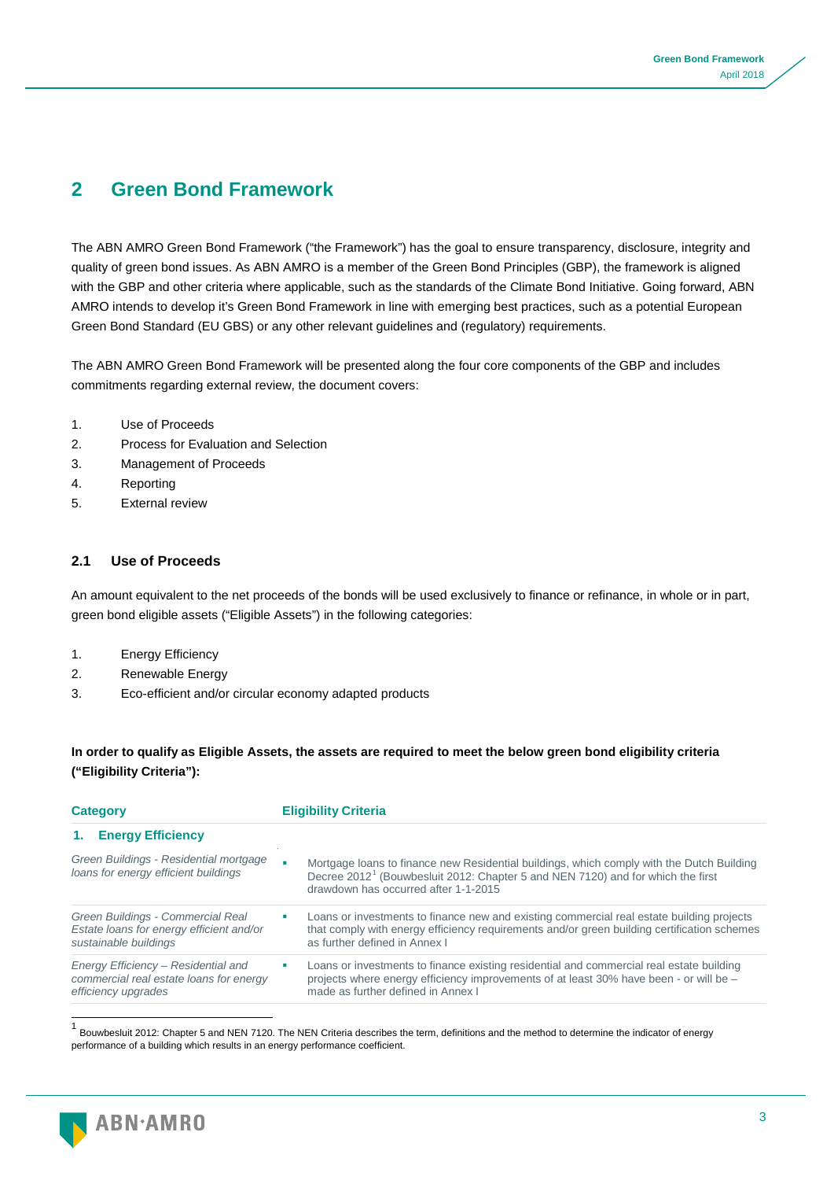# 2 Green Bond Framework

The ABN AMRO Green Bond Framework ("the Framework") has the goal to ensure transparency, disclosure, integrity and quality of green bond issues. As ABN AMRO is a member of the Green Bond Principles (GBP), the framework is aligned with the GBP and other criteria where applicable, such as the standards of the Climate Bond Initiative. Going forward, ABN AMRO intends to develop it's Green Bond Framework in line with emerging best practices, such as a potential European Green Bond Standard (EU GBS) or any other relevant guidelines and (regulatory) requirements.

The ABN AMRO Green Bond Framework will be presented along the four core components of the GBP and includes commitments regarding external review, the document covers:

1. Use of Proceeds
2. Process for Evaluation and Selection
3. Management of Proceeds
4. Reporting
5. External review

## 2.1 Use of Proceeds

An amount equivalent to the net proceeds of the bonds will be used exclusively to finance or refinance, in whole or in part, green bond eligible assets ("Eligible Assets") in the following categories:

1. Energy Efficiency
2. Renewable Energy
3. Eco-efficient and/or circular economy adapted products

**In order to qualify as Eligible Assets, the assets are required to meet the below green bond eligibility criteria ("Eligibility Criteria"):**

| Category | Eligibility Criteria |
|---|---|
| **1. Energy Efficiency** | |
| *Green Buildings - Residential mortgage loans for energy efficient buildings* | ▪ Mortgage loans to finance new Residential buildings, which comply with the Dutch Building Decree 2012[1] (Bouwbesluit 2012: Chapter 5 and NEN 7120) and for which the first drawdown has occurred after 1-1-2015 |
| *Green Buildings - Commercial Real Estate loans for energy efficient and/or sustainable buildings* | ▪ Loans or investments to finance new and existing commercial real estate building projects that comply with energy efficiency requirements and/or green building certification schemes as further defined in Annex I |
| *Energy Efficiency – Residential and commercial real estate loans for energy efficiency upgrades* | ▪ Loans or investments to finance existing residential and commercial real estate building projects where energy efficiency improvements of at least 30% have been - or will be – made as further defined in Annex I |

[1] Bouwbesluit 2012: Chapter 5 and NEN 7120. The NEN Criteria describes the term, definitions and the method to determine the indicator of energy performance of a building which results in an energy performance coefficient.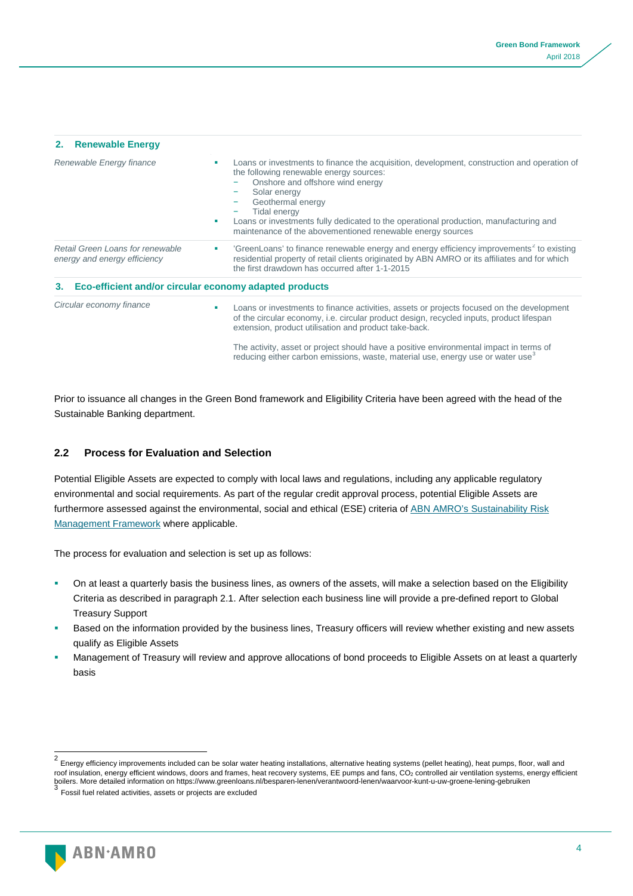| | |
|---|---|
| **2. Renewable Energy** | |
| *Renewable Energy finance* | - Loans or investments to finance the acquisition, development, construction and operation of the following renewable energy sources:<br>− Onshore and offshore wind energy<br>− Solar energy<br>− Geothermal energy<br>− Tidal energy<br>- Loans or investments fully dedicated to the operational production, manufacturing and maintenance of the abovementioned renewable energy sources |
| *Retail Green Loans for renewable energy and energy efficiency* | - 'GreenLoans' to finance renewable energy and energy efficiency improvements[2] to existing residential property of retail clients originated by ABN AMRO or its affiliates and for which the first drawdown has occurred after 1-1-2015 |
| **3. Eco-efficient and/or circular economy adapted products** | |
| *Circular economy finance* | - Loans or investments to finance activities, assets or projects focused on the development of the circular economy, i.e. circular product design, recycled inputs, product lifespan extension, product utilisation and product take-back.<br><br>The activity, asset or project should have a positive environmental impact in terms of reducing either carbon emissions, waste, material use, energy use or water use[3] |

Prior to issuance all changes in the Green Bond framework and Eligibility Criteria have been agreed with the head of the Sustainable Banking department.

### 2.2 Process for Evaluation and Selection

Potential Eligible Assets are expected to comply with local laws and regulations, including any applicable regulatory environmental and social requirements. As part of the regular credit approval process, potential Eligible Assets are furthermore assessed against the environmental, social and ethical (ESE) criteria of ABN AMRO's Sustainability Risk Management Framework where applicable.

The process for evaluation and selection is set up as follows:

- On at least a quarterly basis the business lines, as owners of the assets, will make a selection based on the Eligibility Criteria as described in paragraph 2.1. After selection each business line will provide a pre-defined report to Global Treasury Support
- Based on the information provided by the business lines, Treasury officers will review whether existing and new assets qualify as Eligible Assets
- Management of Treasury will review and approve allocations of bond proceeds to Eligible Assets on at least a quarterly basis

[2] Energy efficiency improvements included can be solar water heating installations, alternative heating systems (pellet heating), heat pumps, floor, wall and roof insulation, energy efficient windows, doors and frames, heat recovery systems, EE pumps and fans, $CO_2$ controlled air ventilation systems, energy efficient boilers. More detailed information on https://www.greenloans.nl/besparen-lenen/verantwoord-lenen/waarvoor-kunt-u-uw-groene-lening-gebruiken

[3] Fossil fuel related activities, assets or projects are excluded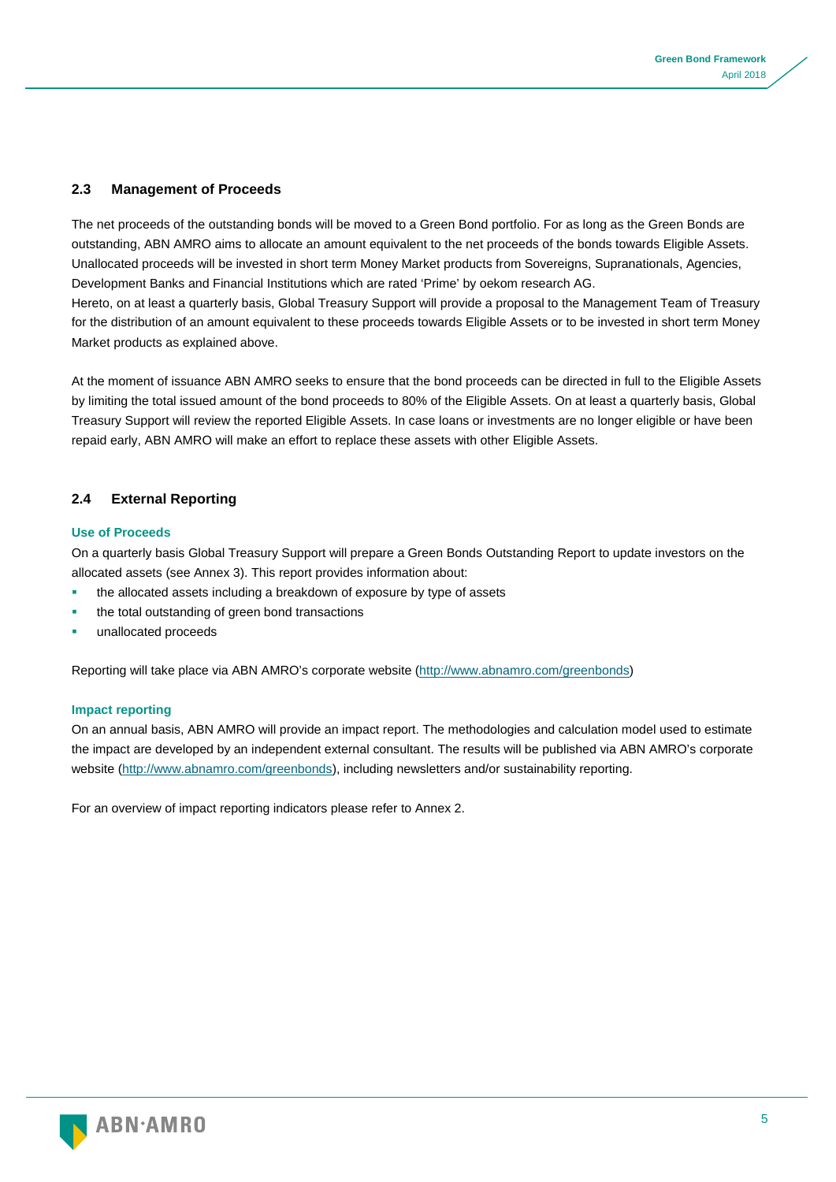## 2.3 Management of Proceeds

The net proceeds of the outstanding bonds will be moved to a Green Bond portfolio. For as long as the Green Bonds are outstanding, ABN AMRO aims to allocate an amount equivalent to the net proceeds of the bonds towards Eligible Assets. Unallocated proceeds will be invested in short term Money Market products from Sovereigns, Supranationals, Agencies, Development Banks and Financial Institutions which are rated 'Prime' by oekom research AG.
Hereto, on at least a quarterly basis, Global Treasury Support will provide a proposal to the Management Team of Treasury for the distribution of an amount equivalent to these proceeds towards Eligible Assets or to be invested in short term Money Market products as explained above.

At the moment of issuance ABN AMRO seeks to ensure that the bond proceeds can be directed in full to the Eligible Assets by limiting the total issued amount of the bond proceeds to 80% of the Eligible Assets. On at least a quarterly basis, Global Treasury Support will review the reported Eligible Assets. In case loans or investments are no longer eligible or have been repaid early, ABN AMRO will make an effort to replace these assets with other Eligible Assets.

## 2.4 External Reporting

### Use of Proceeds

On a quarterly basis Global Treasury Support will prepare a Green Bonds Outstanding Report to update investors on the allocated assets (see Annex 3). This report provides information about:

- the allocated assets including a breakdown of exposure by type of assets
- the total outstanding of green bond transactions
- unallocated proceeds

Reporting will take place via ABN AMRO's corporate website (http://www.abnamro.com/greenbonds)

### Impact reporting

On an annual basis, ABN AMRO will provide an impact report. The methodologies and calculation model used to estimate the impact are developed by an independent external consultant. The results will be published via ABN AMRO's corporate website (http://www.abnamro.com/greenbonds), including newsletters and/or sustainability reporting.

For an overview of impact reporting indicators please refer to Annex 2.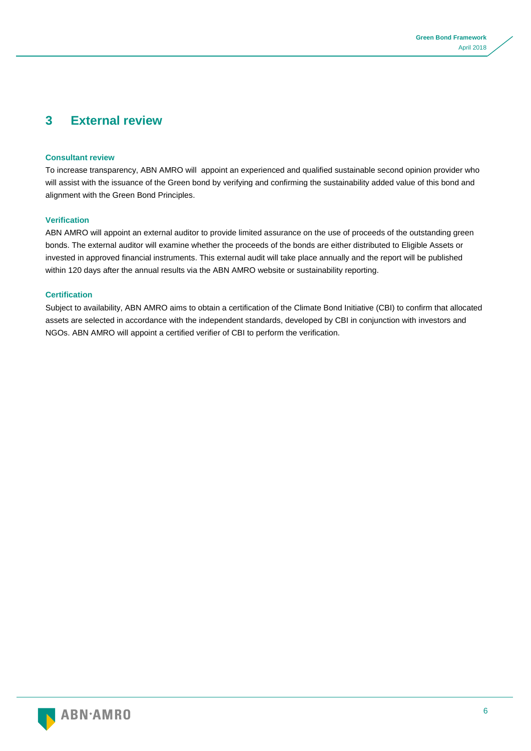# 3 External review

### Consultant review

To increase transparency, ABN AMRO will appoint an experienced and qualified sustainable second opinion provider who will assist with the issuance of the Green bond by verifying and confirming the sustainability added value of this bond and alignment with the Green Bond Principles.

### Verification

ABN AMRO will appoint an external auditor to provide limited assurance on the use of proceeds of the outstanding green bonds. The external auditor will examine whether the proceeds of the bonds are either distributed to Eligible Assets or invested in approved financial instruments. This external audit will take place annually and the report will be published within 120 days after the annual results via the ABN AMRO website or sustainability reporting.

### Certification

Subject to availability, ABN AMRO aims to obtain a certification of the Climate Bond Initiative (CBI) to confirm that allocated assets are selected in accordance with the independent standards, developed by CBI in conjunction with investors and NGOs. ABN AMRO will appoint a certified verifier of CBI to perform the verification.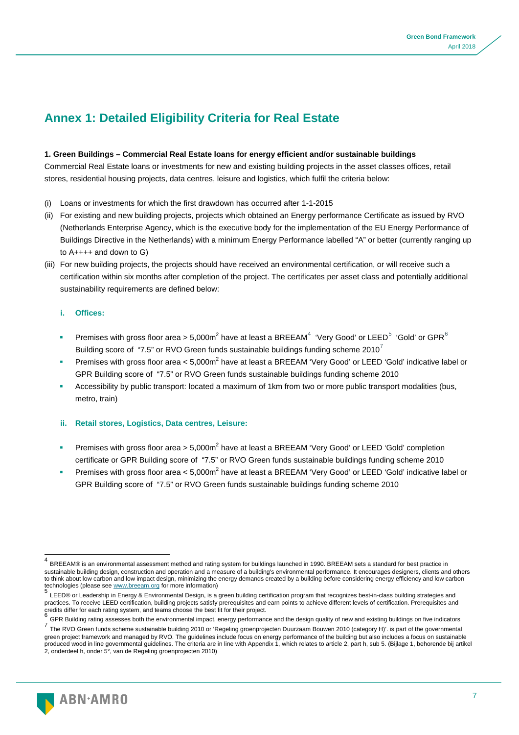# Annex 1: Detailed Eligibility Criteria for Real Estate

**1. Green Buildings – Commercial Real Estate loans for energy efficient and/or sustainable buildings**

Commercial Real Estate loans or investments for new and existing building projects in the asset classes offices, retail stores, residential housing projects, data centres, leisure and logistics, which fulfil the criteria below:

(i) Loans or investments for which the first drawdown has occurred after 1-1-2015

(ii) For existing and new building projects, projects which obtained an Energy performance Certificate as issued by RVO (Netherlands Enterprise Agency, which is the executive body for the implementation of the EU Energy Performance of Buildings Directive in the Netherlands) with a minimum Energy Performance labelled "A" or better (currently ranging up to A++++ and down to G)

(iii) For new building projects, the projects should have received an environmental certification, or will receive such a certification within six months after completion of the project. The certificates per asset class and potentially additional sustainability requirements are defined below:

### i. Offices:

- Premises with gross floor area > 5,000m$^2$ have at least a BREEAM[4] 'Very Good' or LEED[5] 'Gold' or GPR[6] Building score of "7.5" or RVO Green funds sustainable buildings funding scheme 2010[7]
- Premises with gross floor area < 5,000m$^2$ have at least a BREEAM 'Very Good' or LEED 'Gold' indicative label or GPR Building score of "7.5" or RVO Green funds sustainable buildings funding scheme 2010
- Accessibility by public transport: located a maximum of 1km from two or more public transport modalities (bus, metro, train)

### ii. Retail stores, Logistics, Data centres, Leisure:

- Premises with gross floor area > 5,000m$^2$ have at least a BREEAM 'Very Good' or LEED 'Gold' completion certificate or GPR Building score of "7.5" or RVO Green funds sustainable buildings funding scheme 2010
- Premises with gross floor area < 5,000m$^2$ have at least a BREEAM 'Very Good' or LEED 'Gold' indicative label or GPR Building score of "7.5" or RVO Green funds sustainable buildings funding scheme 2010

---

[4] BREEAM® is an environmental assessment method and rating system for buildings launched in 1990. BREEAM sets a standard for best practice in sustainable building design, construction and operation and a measure of a building's environmental performance. It encourages designers, clients and others to think about low carbon and low impact design, minimizing the energy demands created by a building before considering energy efficiency and low carbon technologies (please see www.breeam.org for more information)

[5] LEED® or Leadership in Energy & Environmental Design, is a green building certification program that recognizes best-in-class building strategies and practices. To receive LEED certification, building projects satisfy prerequisites and earn points to achieve different levels of certification. Prerequisites and credits differ for each rating system, and teams choose the best fit for their project.

[6] GPR Building rating assesses both the environmental impact, energy performance and the design quality of new and existing buildings on five indicators

[7] The RVO Green funds scheme sustainable building 2010 or 'Regeling groenprojecten Duurzaam Bouwen 2010 (category H)'. is part of the governmental green project framework and managed by RVO. The guidelines include focus on energy performance of the building but also includes a focus on sustainable produced wood in line governmental guidelines. The criteria are in line with Appendix 1, which relates to article 2, part h, sub 5. (Bijlage 1, behorende bij artikel 2, onderdeel h, onder 5°, van de Regeling groenprojecten 2010)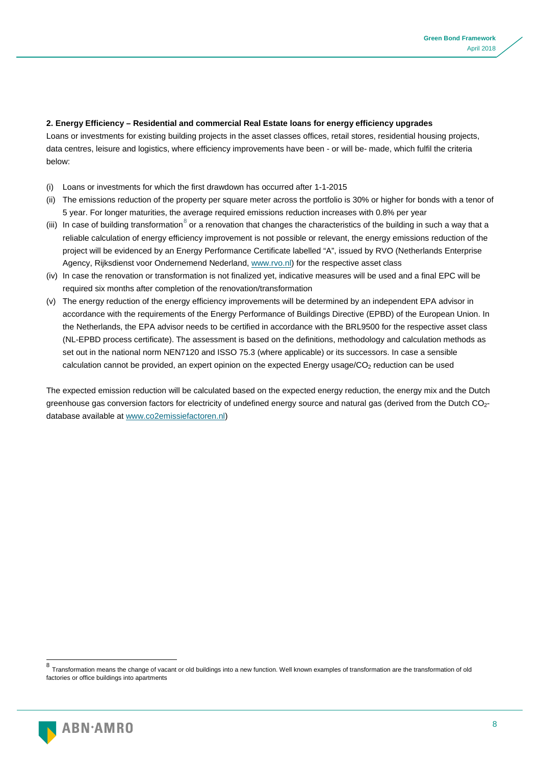**2. Energy Efficiency – Residential and commercial Real Estate loans for energy efficiency upgrades**

Loans or investments for existing building projects in the asset classes offices, retail stores, residential housing projects, data centres, leisure and logistics, where efficiency improvements have been - or will be- made, which fulfil the criteria below:

(i) Loans or investments for which the first drawdown has occurred after 1-1-2015

(ii) The emissions reduction of the property per square meter across the portfolio is 30% or higher for bonds with a tenor of 5 year. For longer maturities, the average required emissions reduction increases with 0.8% per year

(iii) In case of building transformation[8] or a renovation that changes the characteristics of the building in such a way that a reliable calculation of energy efficiency improvement is not possible or relevant, the energy emissions reduction of the project will be evidenced by an Energy Performance Certificate labelled "A", issued by RVO (Netherlands Enterprise Agency, Rijksdienst voor Ondernemend Nederland, www.rvo.nl) for the respective asset class

(iv) In case the renovation or transformation is not finalized yet, indicative measures will be used and a final EPC will be required six months after completion of the renovation/transformation

(v) The energy reduction of the energy efficiency improvements will be determined by an independent EPA advisor in accordance with the requirements of the Energy Performance of Buildings Directive (EPBD) of the European Union. In the Netherlands, the EPA advisor needs to be certified in accordance with the BRL9500 for the respective asset class (NL-EPBD process certificate). The assessment is based on the definitions, methodology and calculation methods as set out in the national norm NEN7120 and ISSO 75.3 (where applicable) or its successors. In case a sensible calculation cannot be provided, an expert opinion on the expected Energy usage/$CO_2$ reduction can be used

The expected emission reduction will be calculated based on the expected energy reduction, the energy mix and the Dutch greenhouse gas conversion factors for electricity of undefined energy source and natural gas (derived from the Dutch $CO_2$-database available at www.co2emissiefactoren.nl)

---

[8] Transformation means the change of vacant or old buildings into a new function. Well known examples of transformation are the transformation of old factories or office buildings into apartments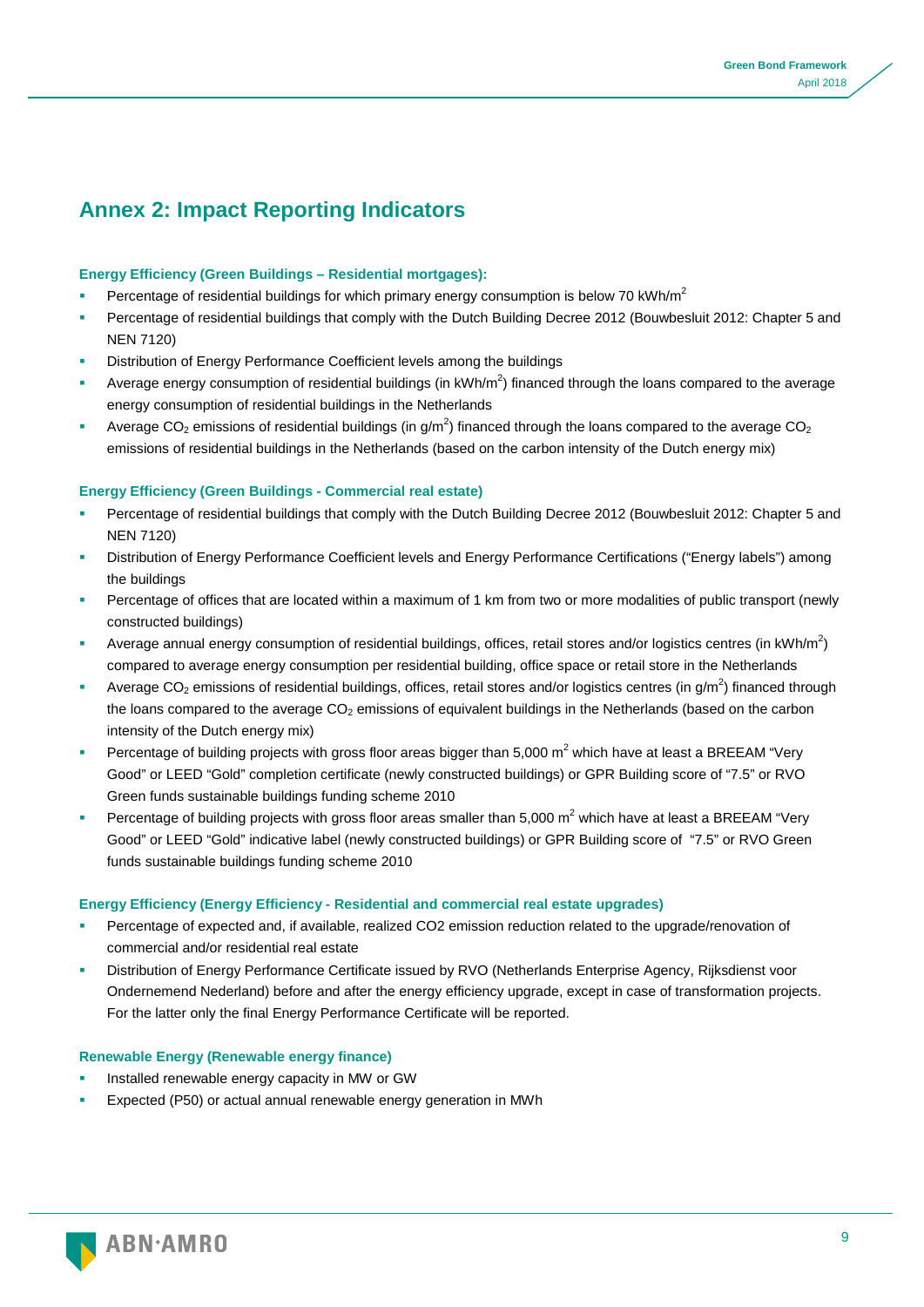## Annex 2: Impact Reporting Indicators

**Energy Efficiency (Green Buildings – Residential mortgages):**

- Percentage of residential buildings for which primary energy consumption is below 70 kWh/$m^2$
- Percentage of residential buildings that comply with the Dutch Building Decree 2012 (Bouwbesluit 2012: Chapter 5 and NEN 7120)
- Distribution of Energy Performance Coefficient levels among the buildings
- Average energy consumption of residential buildings (in kWh/$m^2$) financed through the loans compared to the average energy consumption of residential buildings in the Netherlands
- Average $CO_2$ emissions of residential buildings (in g/$m^2$) financed through the loans compared to the average $CO_2$ emissions of residential buildings in the Netherlands (based on the carbon intensity of the Dutch energy mix)

**Energy Efficiency (Green Buildings - Commercial real estate)**

- Percentage of residential buildings that comply with the Dutch Building Decree 2012 (Bouwbesluit 2012: Chapter 5 and NEN 7120)
- Distribution of Energy Performance Coefficient levels and Energy Performance Certifications ("Energy labels") among the buildings
- Percentage of offices that are located within a maximum of 1 km from two or more modalities of public transport (newly constructed buildings)
- Average annual energy consumption of residential buildings, offices, retail stores and/or logistics centres (in kWh/$m^2$) compared to average energy consumption per residential building, office space or retail store in the Netherlands
- Average $CO_2$ emissions of residential buildings, offices, retail stores and/or logistics centres (in g/$m^2$) financed through the loans compared to the average $CO_2$ emissions of equivalent buildings in the Netherlands (based on the carbon intensity of the Dutch energy mix)
- Percentage of building projects with gross floor areas bigger than 5,000 $m^2$ which have at least a BREEAM "Very Good" or LEED "Gold" completion certificate (newly constructed buildings) or GPR Building score of "7.5" or RVO Green funds sustainable buildings funding scheme 2010
- Percentage of building projects with gross floor areas smaller than 5,000 $m^2$ which have at least a BREEAM "Very Good" or LEED "Gold" indicative label (newly constructed buildings) or GPR Building score of "7.5" or RVO Green funds sustainable buildings funding scheme 2010

**Energy Efficiency (Energy Efficiency - Residential and commercial real estate upgrades)**

- Percentage of expected and, if available, realized CO2 emission reduction related to the upgrade/renovation of commercial and/or residential real estate
- Distribution of Energy Performance Certificate issued by RVO (Netherlands Enterprise Agency, Rijksdienst voor Ondernemend Nederland) before and after the energy efficiency upgrade, except in case of transformation projects. For the latter only the final Energy Performance Certificate will be reported.

**Renewable Energy (Renewable energy finance)**

- Installed renewable energy capacity in MW or GW
- Expected (P50) or actual annual renewable energy generation in MWh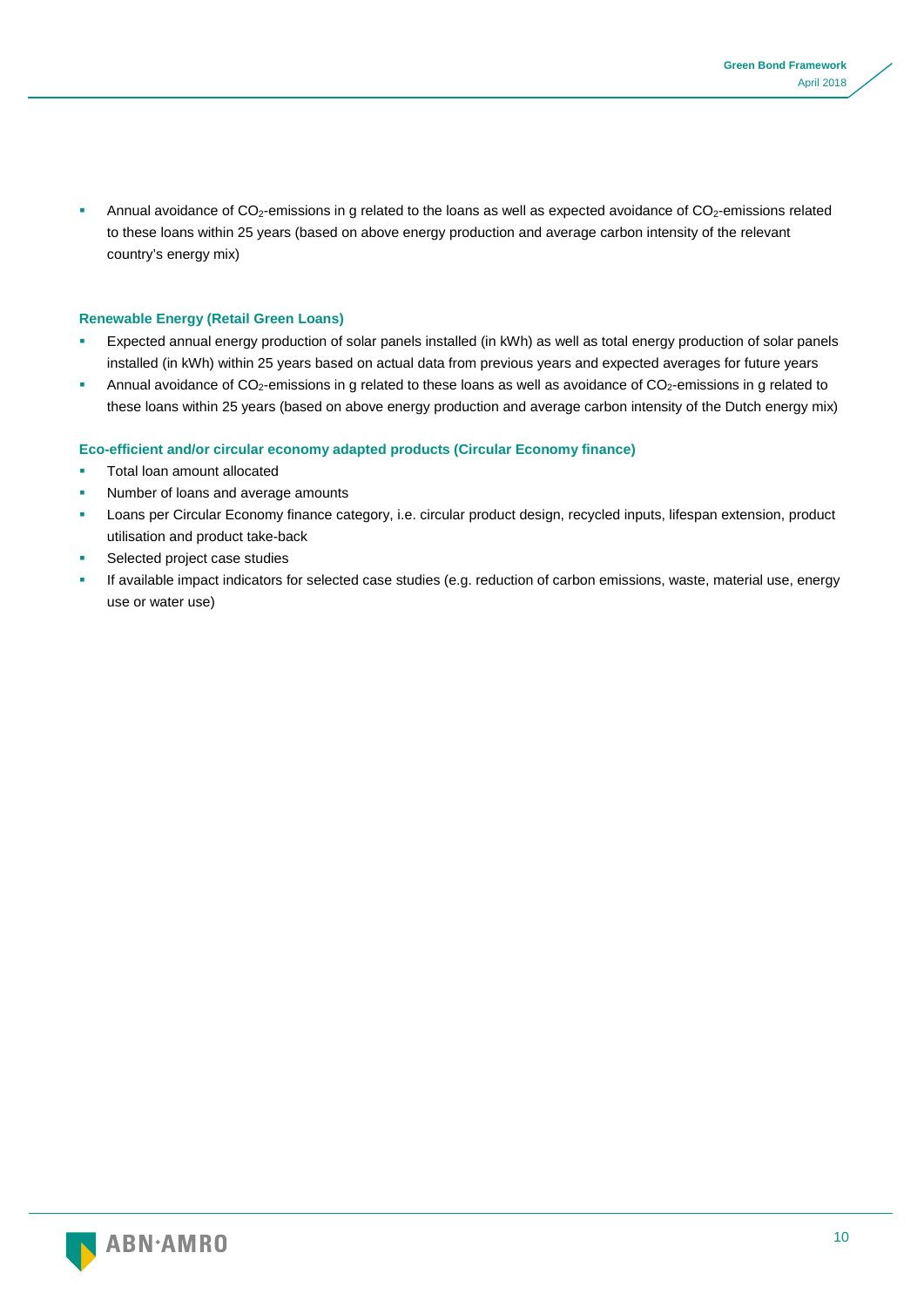- Annual avoidance of $CO_2$-emissions in g related to the loans as well as expected avoidance of $CO_2$-emissions related to these loans within 25 years (based on above energy production and average carbon intensity of the relevant country's energy mix)

**Renewable Energy (Retail Green Loans)**

- Expected annual energy production of solar panels installed (in kWh) as well as total energy production of solar panels installed (in kWh) within 25 years based on actual data from previous years and expected averages for future years
- Annual avoidance of $CO_2$-emissions in g related to these loans as well as avoidance of $CO_2$-emissions in g related to these loans within 25 years (based on above energy production and average carbon intensity of the Dutch energy mix)

**Eco-efficient and/or circular economy adapted products (Circular Economy finance)**

- Total loan amount allocated
- Number of loans and average amounts
- Loans per Circular Economy finance category, i.e. circular product design, recycled inputs, lifespan extension, product utilisation and product take-back
- Selected project case studies
- If available impact indicators for selected case studies (e.g. reduction of carbon emissions, waste, material use, energy use or water use)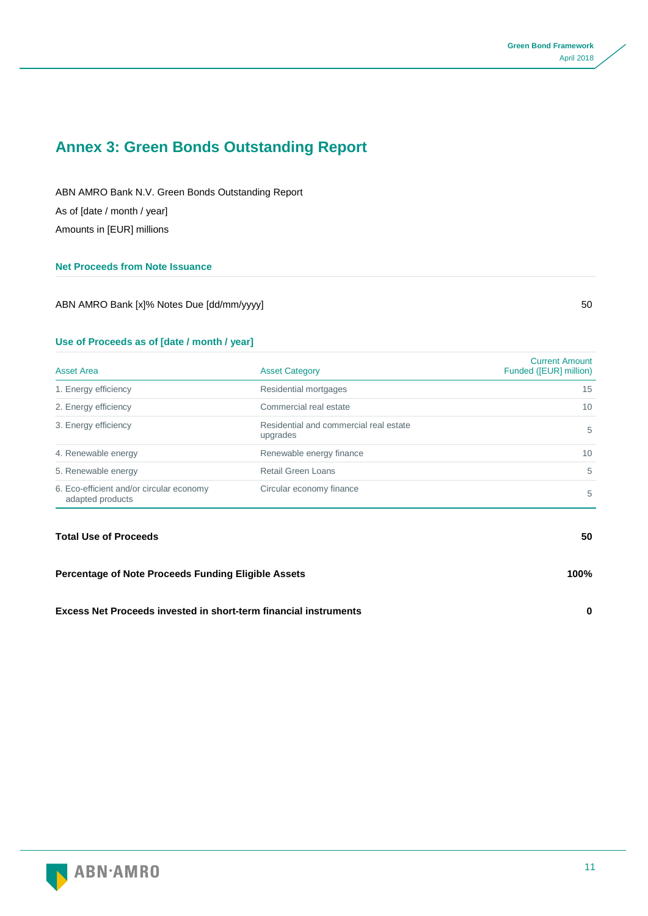# Annex 3: Green Bonds Outstanding Report

ABN AMRO Bank N.V. Green Bonds Outstanding Report

As of [date / month / year]

Amounts in [EUR] millions

### Net Proceeds from Note Issuance

| | |
|---|---|
| ABN AMRO Bank [x]% Notes Due [dd/mm/yyyy] | 50 |

### Use of Proceeds as of [date / month / year]

| Asset Area | Asset Category | Current Amount Funded ([EUR] million) |
|---|---|---|
| 1. Energy efficiency | Residential mortgages | 15 |
| 2. Energy efficiency | Commercial real estate | 10 |
| 3. Energy efficiency | Residential and commercial real estate upgrades | 5 |
| 4. Renewable energy | Renewable energy finance | 10 |
| 5. Renewable energy | Retail Green Loans | 5 |
| 6. Eco-efficient and/or circular economy adapted products | Circular economy finance | 5 |

| | |
|---|---|
| **Total Use of Proceeds** | **50** |
| **Percentage of Note Proceeds Funding Eligible Assets** | **100%** |
| **Excess Net Proceeds invested in short-term financial instruments** | **0** |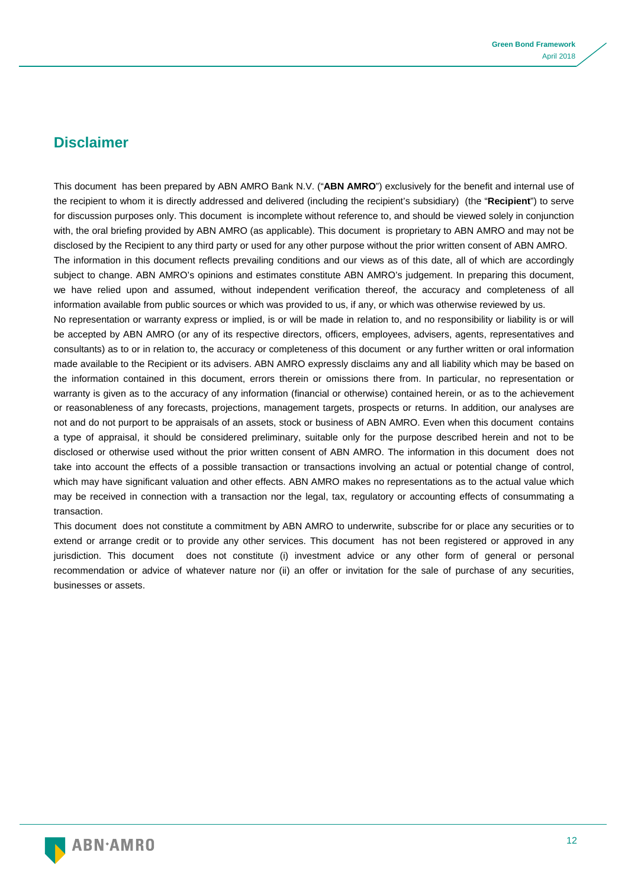## Disclaimer

This document has been prepared by ABN AMRO Bank N.V. ("**ABN AMRO**") exclusively for the benefit and internal use of the recipient to whom it is directly addressed and delivered (including the recipient's subsidiary) (the "**Recipient**") to serve for discussion purposes only. This document is incomplete without reference to, and should be viewed solely in conjunction with, the oral briefing provided by ABN AMRO (as applicable). This document is proprietary to ABN AMRO and may not be disclosed by the Recipient to any third party or used for any other purpose without the prior written consent of ABN AMRO.
The information in this document reflects prevailing conditions and our views as of this date, all of which are accordingly subject to change. ABN AMRO's opinions and estimates constitute ABN AMRO's judgement. In preparing this document, we have relied upon and assumed, without independent verification thereof, the accuracy and completeness of all information available from public sources or which was provided to us, if any, or which was otherwise reviewed by us.
No representation or warranty express or implied, is or will be made in relation to, and no responsibility or liability is or will be accepted by ABN AMRO (or any of its respective directors, officers, employees, advisers, agents, representatives and consultants) as to or in relation to, the accuracy or completeness of this document or any further written or oral information made available to the Recipient or its advisers. ABN AMRO expressly disclaims any and all liability which may be based on the information contained in this document, errors therein or omissions there from. In particular, no representation or warranty is given as to the accuracy of any information (financial or otherwise) contained herein, or as to the achievement or reasonableness of any forecasts, projections, management targets, prospects or returns. In addition, our analyses are not and do not purport to be appraisals of an assets, stock or business of ABN AMRO. Even when this document contains a type of appraisal, it should be considered preliminary, suitable only for the purpose described herein and not to be disclosed or otherwise used without the prior written consent of ABN AMRO. The information in this document does not take into account the effects of a possible transaction or transactions involving an actual or potential change of control, which may have significant valuation and other effects. ABN AMRO makes no representations as to the actual value which may be received in connection with a transaction nor the legal, tax, regulatory or accounting effects of consummating a transaction.
This document does not constitute a commitment by ABN AMRO to underwrite, subscribe for or place any securities or to extend or arrange credit or to provide any other services. This document has not been registered or approved in any jurisdiction. This document does not constitute (i) investment advice or any other form of general or personal recommendation or advice of whatever nature nor (ii) an offer or invitation for the sale of purchase of any securities, businesses or assets.